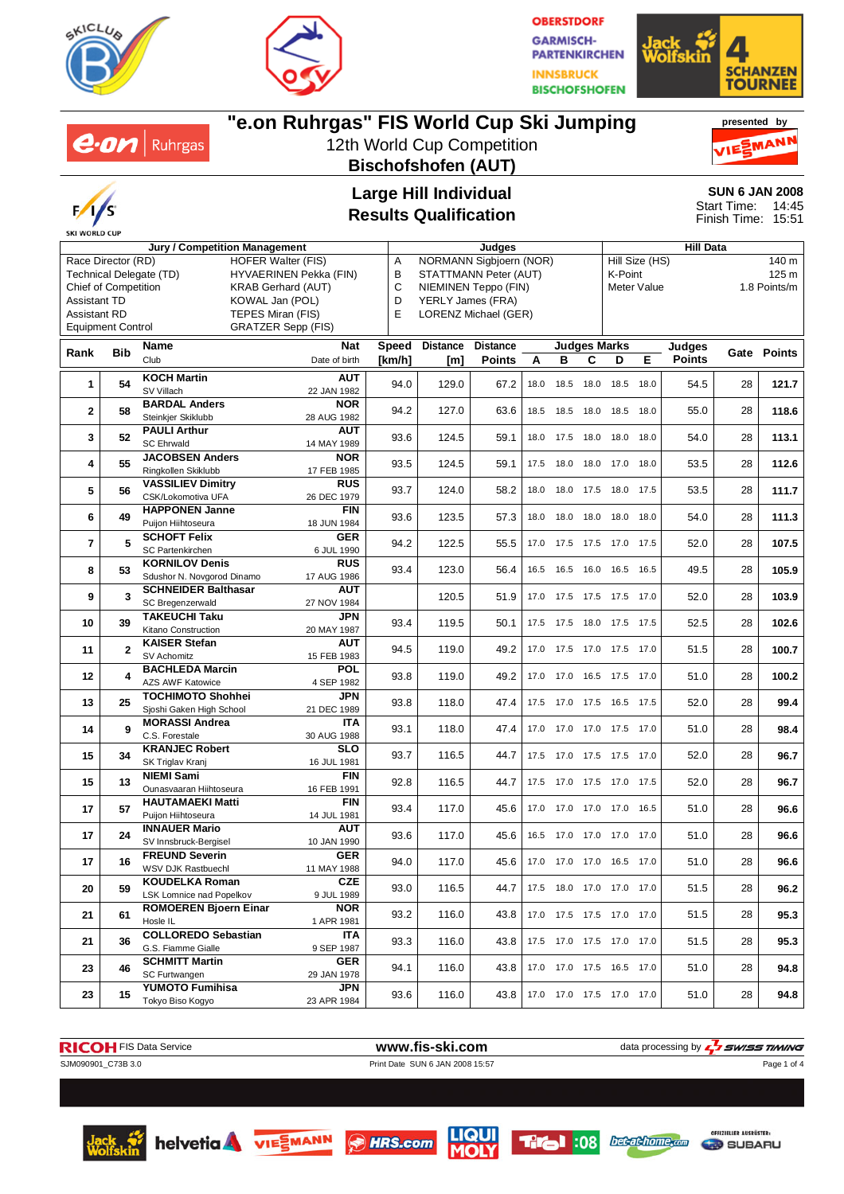# "e.on Ruhrgas" FIS World Cup Ski Jumping

12th World Cup Competition

**Bischofshofen (AUT)**

presented by VIESSMANN

## Large Hill Individual
## Results Qualification

**SUN 6 JAN 2008**
Start Time: 14:45
Finish Time: 15:51

| Jury / Competition Management | | Judges | | Hill Data | |
|---|---|---|---|---|---|
| Race Director (RD) | HOFER Walter (FIS) | A | NORMANN Sigbjoern (NOR) | Hill Size (HS) | 140 m |
| Technical Delegate (TD) | HYVAERINEN Pekka (FIN) | B | STATTMANN Peter (AUT) | K-Point | 125 m |
| Chief of Competition | KRAB Gerhard (AUT) | C | NIEMINEN Teppo (FIN) | Meter Value | 1.8 Points/m |
| Assistant TD | KOWAL Jan (POL) | D | YERLY James (FRA) | | |
| Assistant RD | TEPES Miran (FIS) | E | LORENZ Michael (GER) | | |
| Equipment Control | GRATZER Sepp (FIS) | | | | |

| Rank | Bib | Name / Club | Nat / Date of birth | Speed [km/h] | Distance [m] | Distance Points | A | B | C | D | E | Judges Points | Gate | Points |
|---|---|---|---|---|---|---|---|---|---|---|---|---|---|---|
| 1 | 54 | KOCH Martin<br>SV Villach | AUT<br>22 JAN 1982 | 94.0 | 129.0 | 67.2 | 18.0 | 18.5 | 18.0 | 18.5 | 18.0 | 54.5 | 28 | 121.7 |
| 2 | 58 | BARDAL Anders<br>Steinkjer Skiklubb | NOR<br>28 AUG 1982 | 94.2 | 127.0 | 63.6 | 18.5 | 18.5 | 18.0 | 18.5 | 18.0 | 55.0 | 28 | 118.6 |
| 3 | 52 | PAULI Arthur<br>SC Ehrwald | AUT<br>14 MAY 1989 | 93.6 | 124.5 | 59.1 | 18.0 | 17.5 | 18.0 | 18.0 | 18.0 | 54.0 | 28 | 113.1 |
| 4 | 55 | JACOBSEN Anders<br>Ringkollen Skiklubb | NOR<br>17 FEB 1985 | 93.5 | 124.5 | 59.1 | 17.5 | 18.0 | 18.0 | 17.0 | 18.0 | 53.5 | 28 | 112.6 |
| 5 | 56 | VASSILIEV Dimitry<br>CSK/Lokomotiva UFA | RUS<br>26 DEC 1979 | 93.7 | 124.0 | 58.2 | 18.0 | 18.0 | 17.5 | 18.0 | 17.5 | 53.5 | 28 | 111.7 |
| 6 | 49 | HAPPONEN Janne<br>Puijon Hiihtoseura | FIN<br>18 JUN 1984 | 93.6 | 123.5 | 57.3 | 18.0 | 18.0 | 18.0 | 18.0 | 18.0 | 54.0 | 28 | 111.3 |
| 7 | 5 | SCHOFT Felix<br>SC Partenkirchen | GER<br>6 JUL 1990 | 94.2 | 122.5 | 55.5 | 17.0 | 17.5 | 17.5 | 17.0 | 17.5 | 52.0 | 28 | 107.5 |
| 8 | 53 | KORNILOV Denis<br>Sdushor N. Novgorod Dinamo | RUS<br>17 AUG 1986 | 93.4 | 123.0 | 56.4 | 16.5 | 16.5 | 16.0 | 16.5 | 16.5 | 49.5 | 28 | 105.9 |
| 9 | 3 | SCHNEIDER Balthasar<br>SC Bregenzerwald | AUT<br>27 NOV 1984 | | 120.5 | 51.9 | 17.0 | 17.5 | 17.5 | 17.5 | 17.0 | 52.0 | 28 | 103.9 |
| 10 | 39 | TAKEUCHI Taku<br>Kitano Construction | JPN<br>20 MAY 1987 | 93.4 | 119.5 | 50.1 | 17.5 | 17.5 | 18.0 | 17.5 | 17.5 | 52.5 | 28 | 102.6 |
| 11 | 2 | KAISER Stefan<br>SV Achomitz | AUT<br>15 FEB 1983 | 94.5 | 119.0 | 49.2 | 17.0 | 17.5 | 17.0 | 17.5 | 17.0 | 51.5 | 28 | 100.7 |
| 12 | 4 | BACHLEDA Marcin<br>AZS AWF Katowice | POL<br>4 SEP 1982 | 93.8 | 119.0 | 49.2 | 17.0 | 17.0 | 16.5 | 17.5 | 17.0 | 51.0 | 28 | 100.2 |
| 13 | 25 | TOCHIMOTO Shohhei<br>Sjoshi Gaken High School | JPN<br>21 DEC 1989 | 93.8 | 118.0 | 47.4 | 17.5 | 17.0 | 17.5 | 16.5 | 17.5 | 52.0 | 28 | 99.4 |
| 14 | 9 | MORASSI Andrea<br>C.S. Forestale | ITA<br>30 AUG 1988 | 93.1 | 118.0 | 47.4 | 17.0 | 17.0 | 17.0 | 17.5 | 17.0 | 51.0 | 28 | 98.4 |
| 15 | 34 | KRANJEC Robert<br>SK Triglav Kranj | SLO<br>16 JUL 1981 | 93.7 | 116.5 | 44.7 | 17.5 | 17.0 | 17.5 | 17.5 | 17.0 | 52.0 | 28 | 96.7 |
| 15 | 13 | NIEMI Sami<br>Ounasvaaran Hiihtoseura | FIN<br>16 FEB 1991 | 92.8 | 116.5 | 44.7 | 17.5 | 17.0 | 17.5 | 17.0 | 17.5 | 52.0 | 28 | 96.7 |
| 17 | 57 | HAUTAMAEKI Matti<br>Puijon Hiihtoseura | FIN<br>14 JUL 1981 | 93.4 | 117.0 | 45.6 | 17.0 | 17.0 | 17.0 | 17.0 | 16.5 | 51.0 | 28 | 96.6 |
| 17 | 24 | INNAUER Mario<br>SV Innsbruck-Bergisel | AUT<br>10 JAN 1990 | 93.6 | 117.0 | 45.6 | 16.5 | 17.0 | 17.0 | 17.0 | 17.0 | 51.0 | 28 | 96.6 |
| 17 | 16 | FREUND Severin<br>WSV DJK Rastbuechl | GER<br>11 MAY 1988 | 94.0 | 117.0 | 45.6 | 17.0 | 17.0 | 17.0 | 16.5 | 17.0 | 51.0 | 28 | 96.6 |
| 20 | 59 | KOUDELKA Roman<br>LSK Lomnice nad Popelkov | CZE<br>9 JUL 1989 | 93.0 | 116.5 | 44.7 | 17.5 | 18.0 | 17.0 | 17.0 | 17.0 | 51.5 | 28 | 96.2 |
| 21 | 61 | ROMOEREN Bjoern Einar<br>Hosle IL | NOR<br>1 APR 1981 | 93.2 | 116.0 | 43.8 | 17.0 | 17.5 | 17.5 | 17.0 | 17.0 | 51.5 | 28 | 95.3 |
| 21 | 36 | COLLOREDO Sebastian<br>G.S. Fiamme Gialle | ITA<br>9 SEP 1987 | 93.3 | 116.0 | 43.8 | 17.5 | 17.0 | 17.5 | 17.0 | 17.0 | 51.5 | 28 | 95.3 |
| 23 | 46 | SCHMITT Martin<br>SC Furtwangen | GER<br>29 JAN 1978 | 94.1 | 116.0 | 43.8 | 17.0 | 17.0 | 17.5 | 16.5 | 17.0 | 51.0 | 28 | 94.8 |
| 23 | 15 | YUMOTO Fumihisa<br>Tokyo Biso Kogyo | JPN<br>23 APR 1984 | 93.6 | 116.0 | 43.8 | 17.0 | 17.0 | 17.5 | 17.0 | 17.0 | 51.0 | 28 | 94.8 |

RICOH FIS Data Service — www.fis-ski.com — data processing by SWISS TIMING

SJM090901_C73B 3.0 — Print Date SUN 6 JAN 2008 15:57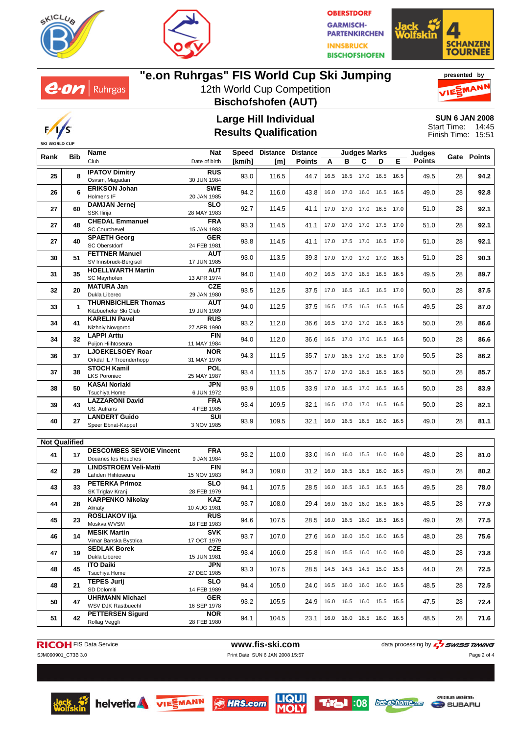# "e.on Ruhrgas" FIS World Cup Ski Jumping

12th World Cup Competition

**Bischofshofen (AUT)**

presented by VIESSMANN

## Large Hill Individual
## Results Qualification

**SUN 6 JAN 2008**
Start Time: 14:45
Finish Time: 15:51

| Rank | Bib | Name / Club | Nat / Date of birth | Speed [km/h] | Distance [m] | Distance Points | A | B | C | D | E | Judges Points | Gate | Points |
|---|---|---|---|---|---|---|---|---|---|---|---|---|---|---|
| 25 | 8 | **IPATOV Dimitry** Osvsm, Magadan | RUS 30 JUN 1984 | 93.0 | 116.5 | 44.7 | 16.5 | 16.5 | 17.0 | 16.5 | 16.5 | 49.5 | 28 | **94.2** |
| 26 | 6 | **ERIKSON Johan** Holmens IF | SWE 20 JAN 1985 | 94.2 | 116.0 | 43.8 | 16.0 | 17.0 | 16.0 | 16.5 | 16.5 | 49.0 | 28 | **92.8** |
| 27 | 60 | **DAMJAN Jernej** SSK Ilirija | SLO 28 MAY 1983 | 92.7 | 114.5 | 41.1 | 17.0 | 17.0 | 17.0 | 16.5 | 17.0 | 51.0 | 28 | **92.1** |
| 27 | 48 | **CHEDAL Emmanuel** SC Courchevel | FRA 15 JAN 1983 | 93.3 | 114.5 | 41.1 | 17.0 | 17.0 | 17.0 | 17.5 | 17.0 | 51.0 | 28 | **92.1** |
| 27 | 40 | **SPAETH Georg** SC Oberstdorf | GER 24 FEB 1981 | 93.8 | 114.5 | 41.1 | 17.0 | 17.5 | 17.0 | 16.5 | 17.0 | 51.0 | 28 | **92.1** |
| 30 | 51 | **FETTNER Manuel** SV Innsbruck-Bergisel | AUT 17 JUN 1985 | 93.0 | 113.5 | 39.3 | 17.0 | 17.0 | 17.0 | 17.0 | 16.5 | 51.0 | 28 | **90.3** |
| 31 | 35 | **HOELLWARTH Martin** SC Mayrhofen | AUT 13 APR 1974 | 94.0 | 114.0 | 40.2 | 16.5 | 17.0 | 16.5 | 16.5 | 16.5 | 49.5 | 28 | **89.7** |
| 32 | 20 | **MATURA Jan** Dukla Liberec | CZE 29 JAN 1980 | 93.5 | 112.5 | 37.5 | 17.0 | 16.5 | 16.5 | 16.5 | 17.0 | 50.0 | 28 | **87.5** |
| 33 | 1 | **THURNBICHLER Thomas** Kitzbueheler Ski Club | AUT 19 JUN 1989 | 94.0 | 112.5 | 37.5 | 16.5 | 17.5 | 16.5 | 16.5 | 16.5 | 49.5 | 28 | **87.0** |
| 34 | 41 | **KARELIN Pavel** Nizhniy Novgorod | RUS 27 APR 1990 | 93.2 | 112.0 | 36.6 | 16.5 | 17.0 | 17.0 | 16.5 | 16.5 | 50.0 | 28 | **86.6** |
| 34 | 32 | **LAPPI Arttu** Puijon Hiihtoseura | FIN 11 MAY 1984 | 94.0 | 112.0 | 36.6 | 16.5 | 17.0 | 17.0 | 16.5 | 16.5 | 50.0 | 28 | **86.6** |
| 36 | 37 | **LJOEKELSOEY Roar** Orkdal IL / Troenderhopp | NOR 31 MAY 1976 | 94.3 | 111.5 | 35.7 | 17.0 | 16.5 | 17.0 | 16.5 | 17.0 | 50.5 | 28 | **86.2** |
| 37 | 38 | **STOCH Kamil** LKS Poroniec | POL 25 MAY 1987 | 93.4 | 111.5 | 35.7 | 17.0 | 17.0 | 16.5 | 16.5 | 16.5 | 50.0 | 28 | **85.7** |
| 38 | 50 | **KASAI Noriaki** Tsuchiya Home | JPN 6 JUN 1972 | 93.9 | 110.5 | 33.9 | 17.0 | 16.5 | 17.0 | 16.5 | 16.5 | 50.0 | 28 | **83.9** |
| 39 | 43 | **LAZZARONI David** US. Autrans | FRA 4 FEB 1985 | 93.4 | 109.5 | 32.1 | 16.5 | 17.0 | 17.0 | 16.5 | 16.5 | 50.0 | 28 | **82.1** |
| 40 | 27 | **LANDERT Guido** Speer Ebnat-Kappel | SUI 3 NOV 1985 | 93.9 | 109.5 | 32.1 | 16.0 | 16.5 | 16.5 | 16.0 | 16.5 | 49.0 | 28 | **81.1** |

**Not Qualified**

| Rank | Bib | Name / Club | Nat / Date of birth | Speed [km/h] | Distance [m] | Distance Points | A | B | C | D | E | Judges Points | Gate | Points |
|---|---|---|---|---|---|---|---|---|---|---|---|---|---|---|
| 41 | 17 | **DESCOMBES SEVOIE Vincent** Douanes les Houches | FRA 9 JAN 1984 | 93.2 | 110.0 | 33.0 | 16.0 | 16.0 | 15.5 | 16.0 | 16.0 | 48.0 | 28 | **81.0** |
| 42 | 29 | **LINDSTROEM Veli-Matti** Lahden Hiihtoseura | FIN 15 NOV 1983 | 94.3 | 109.0 | 31.2 | 16.0 | 16.5 | 16.5 | 16.0 | 16.5 | 49.0 | 28 | **80.2** |
| 43 | 33 | **PETERKA Primoz** SK Triglav Kranj | SLO 28 FEB 1979 | 94.1 | 107.5 | 28.5 | 16.0 | 16.5 | 16.5 | 16.5 | 16.5 | 49.5 | 28 | **78.0** |
| 44 | 28 | **KARPENKO Nikolay** Almaty | KAZ 10 AUG 1981 | 93.7 | 108.0 | 29.4 | 16.0 | 16.0 | 16.0 | 16.5 | 16.5 | 48.5 | 28 | **77.9** |
| 45 | 23 | **ROSLIAKOV Ilja** Moskva WVSM | RUS 18 FEB 1983 | 94.6 | 107.5 | 28.5 | 16.0 | 16.5 | 16.0 | 16.5 | 16.5 | 49.0 | 28 | **77.5** |
| 46 | 14 | **MESIK Martin** Vimar Banska Bystrica | SVK 17 OCT 1979 | 93.7 | 107.0 | 27.6 | 16.0 | 16.0 | 15.0 | 16.0 | 16.5 | 48.0 | 28 | **75.6** |
| 47 | 19 | **SEDLAK Borek** Dukla Liberec | CZE 15 JUN 1981 | 93.4 | 106.0 | 25.8 | 16.0 | 15.5 | 16.0 | 16.0 | 16.0 | 48.0 | 28 | **73.8** |
| 48 | 45 | **ITO Daiki** Tsuchiya Home | JPN 27 DEC 1985 | 93.3 | 107.5 | 28.5 | 14.5 | 14.5 | 14.5 | 15.0 | 15.5 | 44.0 | 28 | **72.5** |
| 48 | 21 | **TEPES Jurij** SD Dolomiti | SLO 14 FEB 1989 | 94.4 | 105.0 | 24.0 | 16.5 | 16.0 | 16.0 | 16.0 | 16.5 | 48.5 | 28 | **72.5** |
| 50 | 47 | **UHRMANN Michael** WSV DJK Rastbuechl | GER 16 SEP 1978 | 93.2 | 105.5 | 24.9 | 16.0 | 16.5 | 16.0 | 15.5 | 15.5 | 47.5 | 28 | **72.4** |
| 51 | 42 | **PETTERSEN Sigurd** Rollag Veggli | NOR 28 FEB 1980 | 94.1 | 104.5 | 23.1 | 16.0 | 16.0 | 16.5 | 16.0 | 16.5 | 48.5 | 28 | **71.6** |

RICOH FIS Data Service — www.fis-ski.com — data processing by SWISS TIMING

SJM090901_C73B 3.0 — Print Date SUN 6 JAN 2008 15:57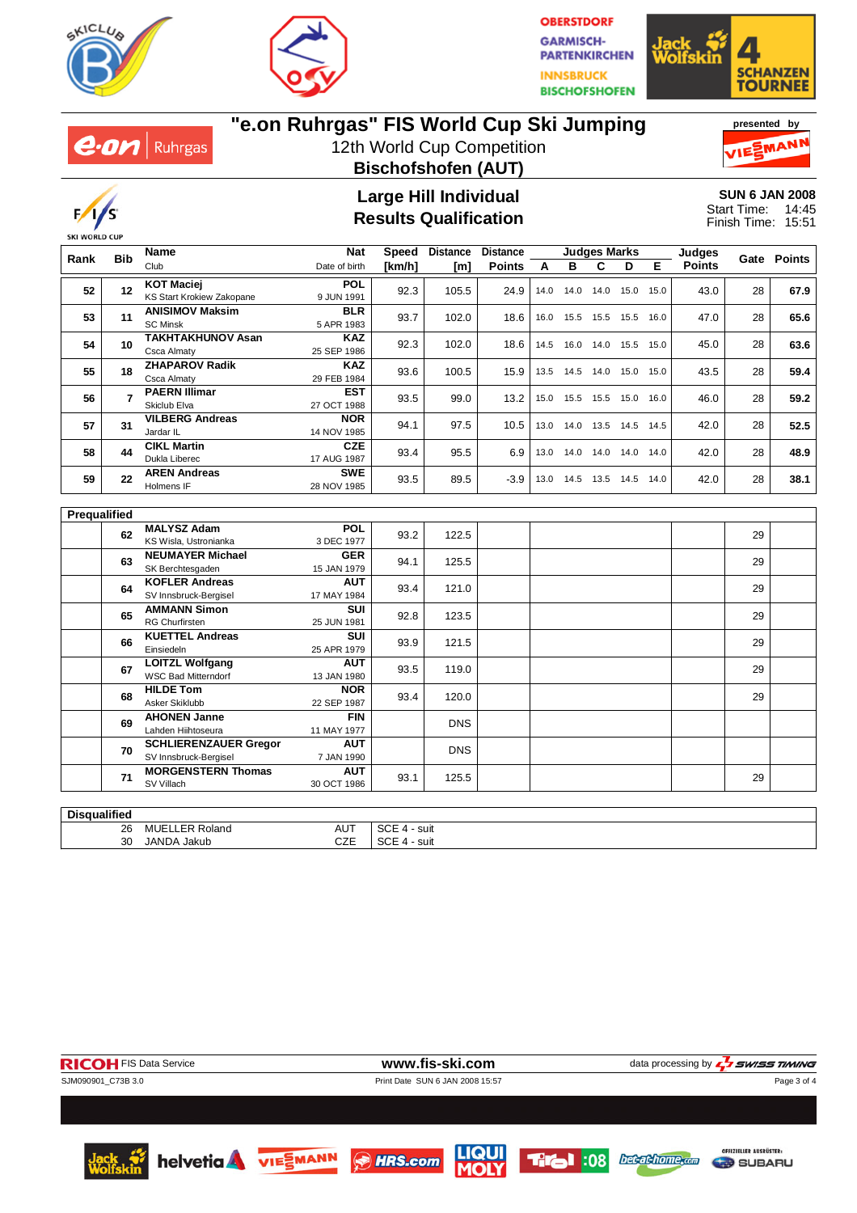# "e.on Ruhrgas" FIS World Cup Ski Jumping

12th World Cup Competition

**Bischofshofen (AUT)**

presented by VIESSMANN

## Large Hill Individual
## Results Qualification

**SUN 6 JAN 2008**
Start Time: 14:45
Finish Time: 15:51

| Rank | Bib | Name / Club | Nat / Date of birth | Speed [km/h] | Distance [m] | Distance Points | A | B | C | D | E | Judges Points | Gate | Points |
|---|---|---|---|---|---|---|---|---|---|---|---|---|---|---|
| 52 | 12 | **KOT Maciej** KS Start Krokiew Zakopane | POL 9 JUN 1991 | 92.3 | 105.5 | 24.9 | 14.0 | 14.0 | 14.0 | 15.0 | 15.0 | 43.0 | 28 | 67.9 |
| 53 | 11 | **ANISIMOV Maksim** SC Minsk | BLR 5 APR 1983 | 93.7 | 102.0 | 18.6 | 16.0 | 15.5 | 15.5 | 15.5 | 16.0 | 47.0 | 28 | 65.6 |
| 54 | 10 | **TAKHTAKHUNOV Asan** Csca Almaty | KAZ 25 SEP 1986 | 92.3 | 102.0 | 18.6 | 14.5 | 16.0 | 14.0 | 15.5 | 15.0 | 45.0 | 28 | 63.6 |
| 55 | 18 | **ZHAPAROV Radik** Csca Almaty | KAZ 29 FEB 1984 | 93.6 | 100.5 | 15.9 | 13.5 | 14.5 | 14.0 | 15.0 | 15.0 | 43.5 | 28 | 59.4 |
| 56 | 7 | **PAERN Illimar** Skiclub Elva | EST 27 OCT 1988 | 93.5 | 99.0 | 13.2 | 15.0 | 15.5 | 15.5 | 15.0 | 16.0 | 46.0 | 28 | 59.2 |
| 57 | 31 | **VILBERG Andreas** Jardar IL | NOR 14 NOV 1985 | 94.1 | 97.5 | 10.5 | 13.0 | 14.0 | 13.5 | 14.5 | 14.5 | 42.0 | 28 | 52.5 |
| 58 | 44 | **CIKL Martin** Dukla Liberec | CZE 17 AUG 1987 | 93.4 | 95.5 | 6.9 | 13.0 | 14.0 | 14.0 | 14.0 | 14.0 | 42.0 | 28 | 48.9 |
| 59 | 22 | **AREN Andreas** Holmens IF | SWE 28 NOV 1985 | 93.5 | 89.5 | -3.9 | 13.0 | 14.5 | 13.5 | 14.5 | 14.0 | 42.0 | 28 | 38.1 |

### Prequalified

| Rank | Bib | Name / Club | Nat / Date of birth | Speed [km/h] | Distance [m] | Distance Points | A | B | C | D | E | Judges Points | Gate | Points |
|---|---|---|---|---|---|---|---|---|---|---|---|---|---|---|
| | 62 | **MALYSZ Adam** KS Wisla, Ustronianka | POL 3 DEC 1977 | 93.2 | 122.5 | | | | | | | | 29 | |
| | 63 | **NEUMAYER Michael** SK Berchtesgaden | GER 15 JAN 1979 | 94.1 | 125.5 | | | | | | | | 29 | |
| | 64 | **KOFLER Andreas** SV Innsbruck-Bergisel | AUT 17 MAY 1984 | 93.4 | 121.0 | | | | | | | | 29 | |
| | 65 | **AMMANN Simon** RG Churfirsten | SUI 25 JUN 1981 | 92.8 | 123.5 | | | | | | | | 29 | |
| | 66 | **KUETTEL Andreas** Einsiedeln | SUI 25 APR 1979 | 93.9 | 121.5 | | | | | | | | 29 | |
| | 67 | **LOITZL Wolfgang** WSC Bad Mitterndorf | AUT 13 JAN 1980 | 93.5 | 119.0 | | | | | | | | 29 | |
| | 68 | **HILDE Tom** Asker Skiklubb | NOR 22 SEP 1987 | 93.4 | 120.0 | | | | | | | | 29 | |
| | 69 | **AHONEN Janne** Lahden Hiihtoseura | FIN 11 MAY 1977 | | DNS | | | | | | | | | |
| | 70 | **SCHLIERENZAUER Gregor** SV Innsbruck-Bergisel | AUT 7 JAN 1990 | | DNS | | | | | | | | | |
| | 71 | **MORGENSTERN Thomas** SV Villach | AUT 30 OCT 1986 | 93.1 | 125.5 | | | | | | | | 29 | |

### Disqualified

| Bib | Name | Nat | Reason |
|---|---|---|---|
| 26 | MUELLER Roland | AUT | SCE 4 - suit |
| 30 | JANDA Jakub | CZE | SCE 4 - suit |

RICOH FIS Data Service — www.fis-ski.com — data processing by SWISS TIMING

SJM090901_C73B 3.0 — Print Date SUN 6 JAN 2008 15:57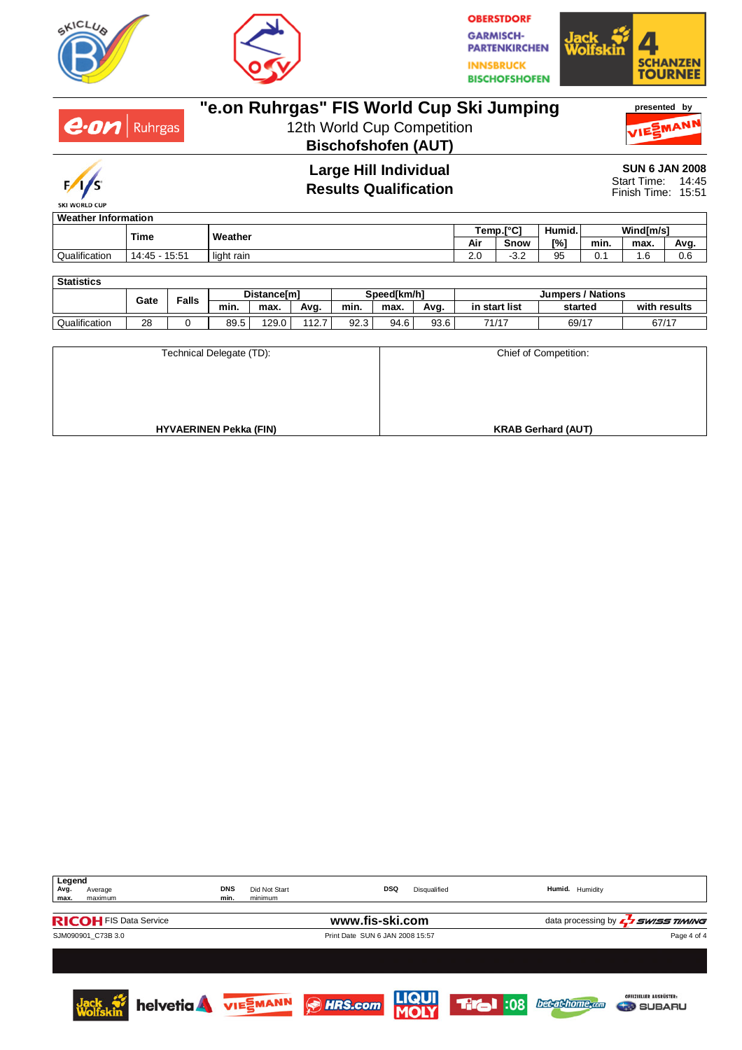# "e.on Ruhrgas" FIS World Cup Ski Jumping

12th World Cup Competition

**Bischofshofen (AUT)**

presented by

## Large Hill Individual
## Results Qualification

**SUN 6 JAN 2008**
Start Time: 14:45
Finish Time: 15:51

**Weather Information**

| | Time | Weather | Temp.[°C] | | Humid. | Wind[m/s] | | |
|---|---|---|---|---|---|---|---|---|
| | | | Air | Snow | [%] | min. | max. | Avg. |
| Qualification | 14:45 - 15:51 | light rain | 2.0 | -3.2 | 95 | 0.1 | 1.6 | 0.6 |

**Statistics**

| | Gate | Falls | Distance[m] | | | Speed[km/h] | | | Jumpers / Nations | | |
|---|---|---|---|---|---|---|---|---|---|---|---|
| | | | min. | max. | Avg. | min. | max. | Avg. | in start list | started | with results |
| Qualification | 28 | 0 | 89.5 | 129.0 | 112.7 | 92.3 | 94.6 | 93.6 | 71/17 | 69/17 | 67/17 |

| Technical Delegate (TD): | Chief of Competition: |
|---|---|
| **HYVAERINEN Pekka (FIN)** | **KRAB Gerhard (AUT)** |

**Legend**

| | | | | | | | |
|---|---|---|---|---|---|---|---|
| Avg. | Average | DNS | Did Not Start | DSQ | Disqualified | Humid. | Humidity |
| max. | maximum | min. | minimum | | | | |

RICOH FIS Data Service — www.fis-ski.com — data processing by SWISS TIMING

SJM090901_C73B 3.0 — Print Date SUN 6 JAN 2008 15:57